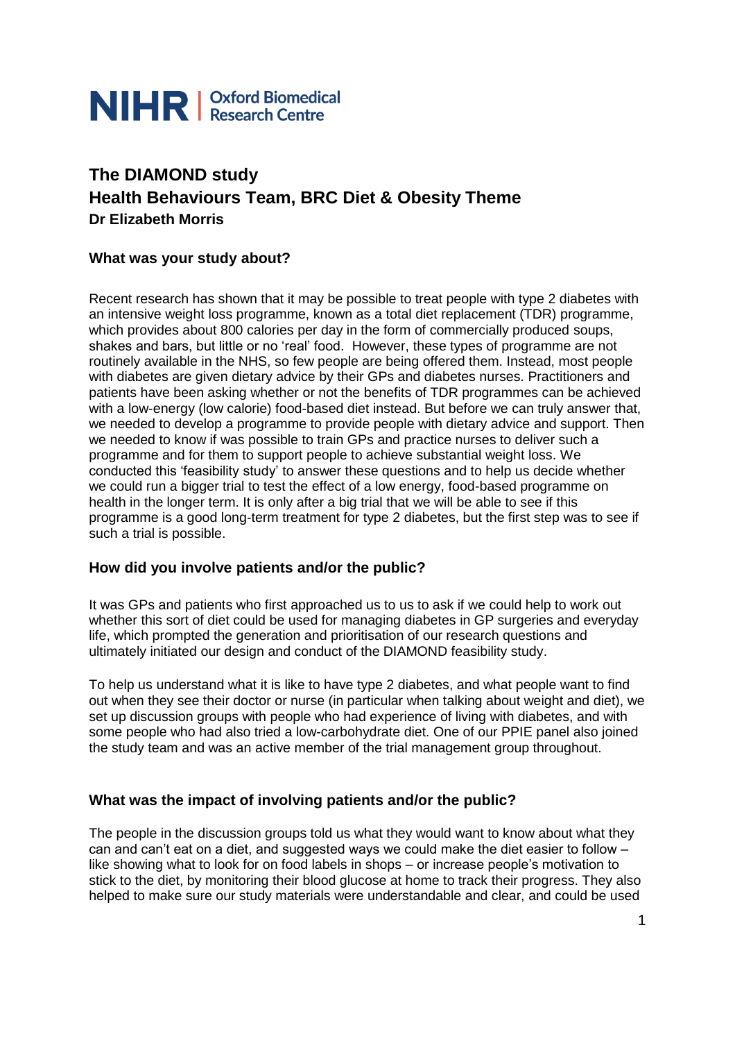NIHR | Oxford Biomedical Research Centre

# The DIAMOND study
## Health Behaviours Team, BRC Diet & Obesity Theme
**Dr Elizabeth Morris**

### What was your study about?

Recent research has shown that it may be possible to treat people with type 2 diabetes with an intensive weight loss programme, known as a total diet replacement (TDR) programme, which provides about 800 calories per day in the form of commercially produced soups, shakes and bars, but little or no 'real' food. However, these types of programme are not routinely available in the NHS, so few people are being offered them. Instead, most people with diabetes are given dietary advice by their GPs and diabetes nurses. Practitioners and patients have been asking whether or not the benefits of TDR programmes can be achieved with a low-energy (low calorie) food-based diet instead. But before we can truly answer that, we needed to develop a programme to provide people with dietary advice and support. Then we needed to know if was possible to train GPs and practice nurses to deliver such a programme and for them to support people to achieve substantial weight loss. We conducted this 'feasibility study' to answer these questions and to help us decide whether we could run a bigger trial to test the effect of a low energy, food-based programme on health in the longer term. It is only after a big trial that we will be able to see if this programme is a good long-term treatment for type 2 diabetes, but the first step was to see if such a trial is possible.

### How did you involve patients and/or the public?

It was GPs and patients who first approached us to us to ask if we could help to work out whether this sort of diet could be used for managing diabetes in GP surgeries and everyday life, which prompted the generation and prioritisation of our research questions and ultimately initiated our design and conduct of the DIAMOND feasibility study.

To help us understand what it is like to have type 2 diabetes, and what people want to find out when they see their doctor or nurse (in particular when talking about weight and diet), we set up discussion groups with people who had experience of living with diabetes, and with some people who had also tried a low-carbohydrate diet. One of our PPIE panel also joined the study team and was an active member of the trial management group throughout.

### What was the impact of involving patients and/or the public?

The people in the discussion groups told us what they would want to know about what they can and can't eat on a diet, and suggested ways we could make the diet easier to follow – like showing what to look for on food labels in shops – or increase people's motivation to stick to the diet, by monitoring their blood glucose at home to track their progress. They also helped to make sure our study materials were understandable and clear, and could be used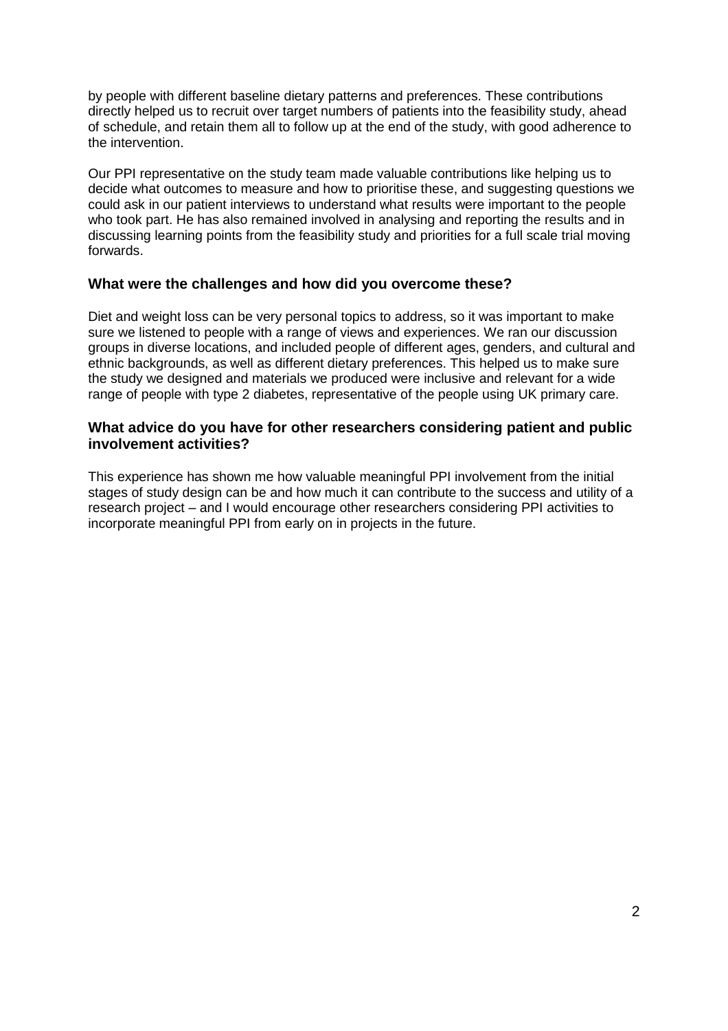by people with different baseline dietary patterns and preferences. These contributions directly helped us to recruit over target numbers of patients into the feasibility study, ahead of schedule, and retain them all to follow up at the end of the study, with good adherence to the intervention.

Our PPI representative on the study team made valuable contributions like helping us to decide what outcomes to measure and how to prioritise these, and suggesting questions we could ask in our patient interviews to understand what results were important to the people who took part. He has also remained involved in analysing and reporting the results and in discussing learning points from the feasibility study and priorities for a full scale trial moving forwards.

### What were the challenges and how did you overcome these?

Diet and weight loss can be very personal topics to address, so it was important to make sure we listened to people with a range of views and experiences. We ran our discussion groups in diverse locations, and included people of different ages, genders, and cultural and ethnic backgrounds, as well as different dietary preferences. This helped us to make sure the study we designed and materials we produced were inclusive and relevant for a wide range of people with type 2 diabetes, representative of the people using UK primary care.

### What advice do you have for other researchers considering patient and public involvement activities?

This experience has shown me how valuable meaningful PPI involvement from the initial stages of study design can be and how much it can contribute to the success and utility of a research project – and I would encourage other researchers considering PPI activities to incorporate meaningful PPI from early on in projects in the future.